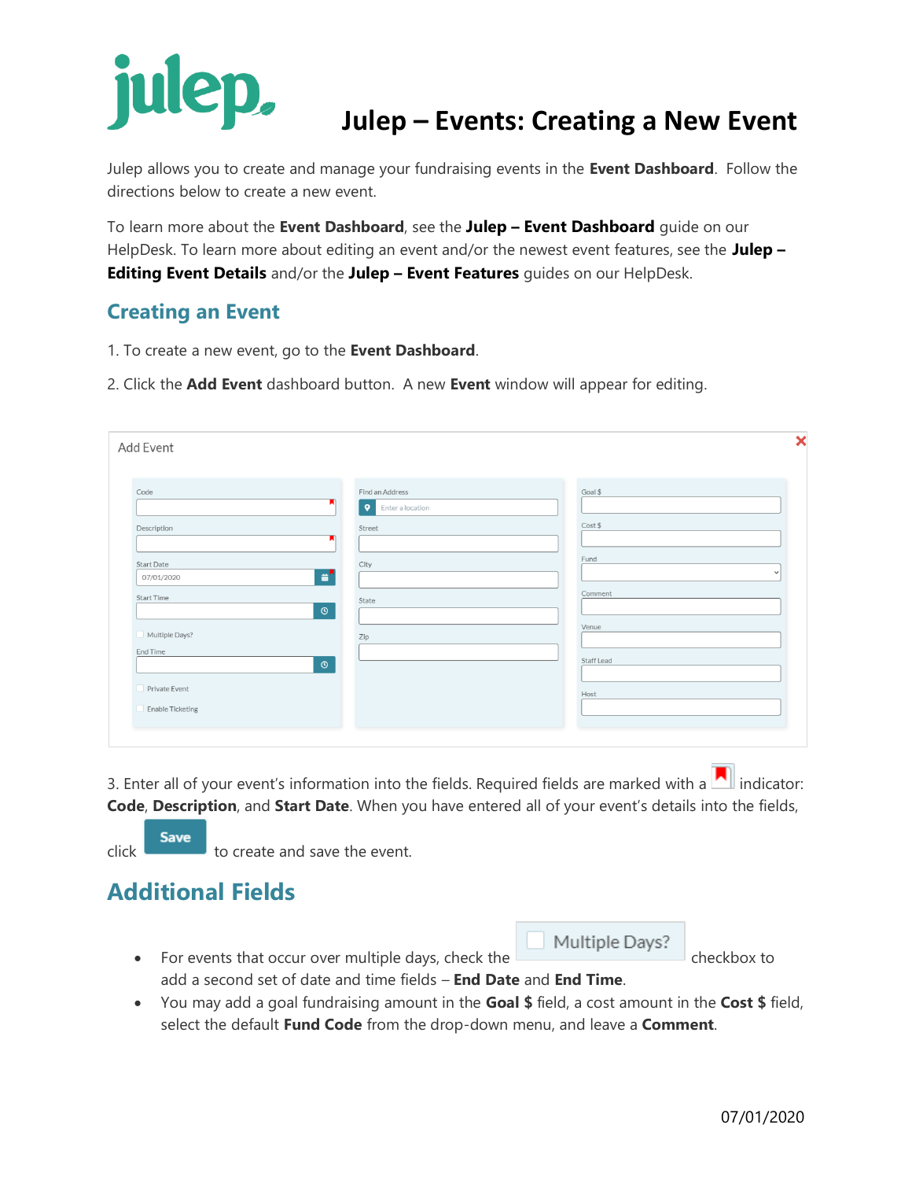# Julep – Events: Creating a New Event

Julep allows you to create and manage your fundraising events in the **Event Dashboard**. Follow the directions below to create a new event.

To learn more about the **Event Dashboard**, see the **Julep – Event Dashboard** guide on our HelpDesk. To learn more about editing an event and/or the newest event features, see the **Julep – Editing Event Details** and/or the **Julep – Event Features** guides on our HelpDesk.

## Creating an Event

1. To create a new event, go to the **Event Dashboard**.

2. Click the **Add Event** dashboard button. A new **Event** window will appear for editing.

3. Enter all of your event's information into the fields. Required fields are marked with a indicator: **Code**, **Description**, and **Start Date**. When you have entered all of your event's details into the fields, click **Save** to create and save the event.

## Additional Fields

- For events that occur over multiple days, check the **Multiple Days?** checkbox to add a second set of date and time fields – **End Date** and **End Time**.
- You may add a goal fundraising amount in the **Goal $** field, a cost amount in the **Cost $** field, select the default **Fund Code** from the drop-down menu, and leave a **Comment**.

07/01/2020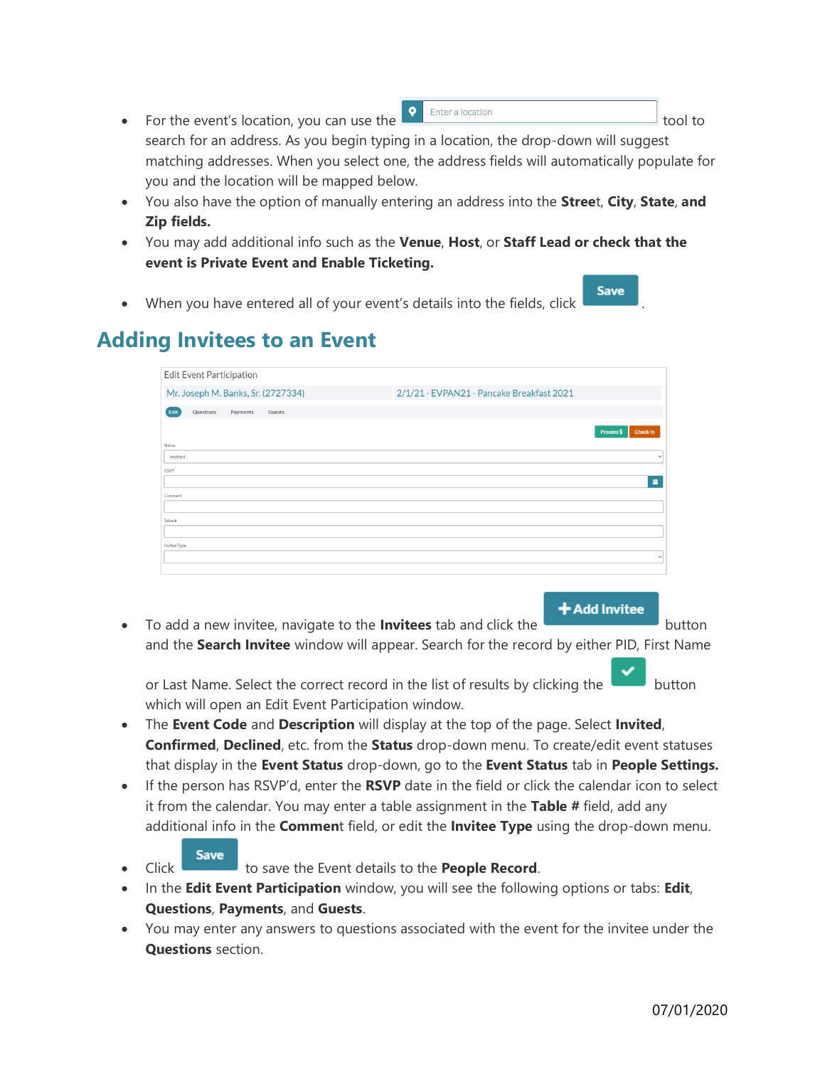- For the event's location, you can use the Enter a location tool to search for an address. As you begin typing in a location, the drop-down will suggest matching addresses. When you select one, the address fields will automatically populate for you and the location will be mapped below.
- You also have the option of manually entering an address into the **Stree**t, **City**, **State**, **and Zip fields.**
- You may add additional info such as the **Venue**, **Host**, or **Staff Lead or check that the event is Private Event and Enable Ticketing.**
- When you have entered all of your event's details into the fields, click **Save**.

## Adding Invitees to an Event

- To add a new invitee, navigate to the **Invitees** tab and click the **+Add Invitee** button and the **Search Invitee** window will appear. Search for the record by either PID, First Name or Last Name. Select the correct record in the list of results by clicking the ✓ button which will open an Edit Event Participation window.
- The **Event Code** and **Description** will display at the top of the page. Select **Invited**, **Confirmed**, **Declined**, etc. from the **Status** drop-down menu. To create/edit event statuses that display in the **Event Status** drop-down, go to the **Event Status** tab in **People Settings.**
- If the person has RSVP'd, enter the **RSVP** date in the field or click the calendar icon to select it from the calendar. You may enter a table assignment in the **Table #** field, add any additional info in the **Commen**t field, or edit the **Invitee Type** using the drop-down menu.
- Click **Save** to save the Event details to the **People Record**.
- In the **Edit Event Participation** window, you will see the following options or tabs: **Edit**, **Questions**, **Payments**, and **Guests**.
- You may enter any answers to questions associated with the event for the invitee under the **Questions** section.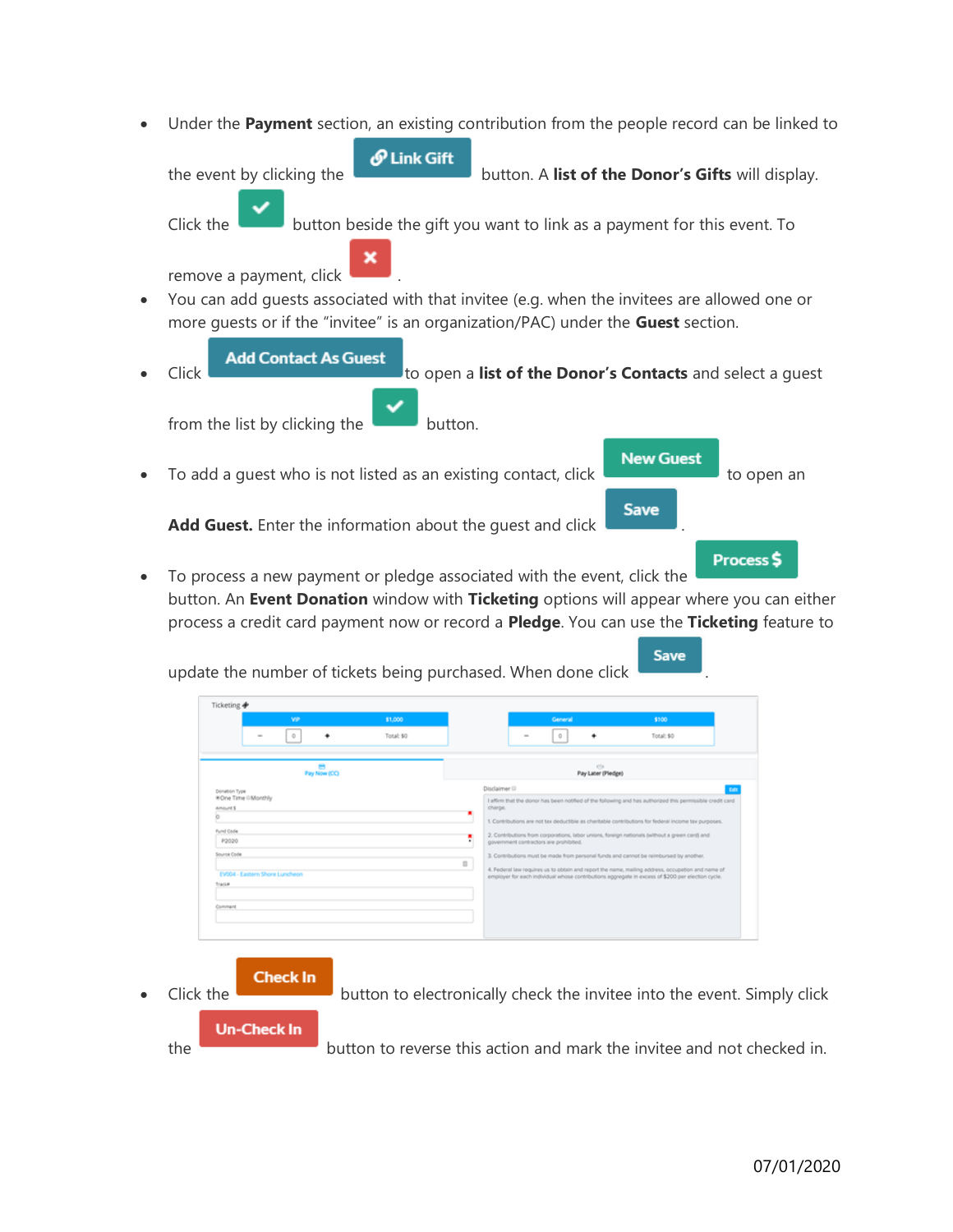- Under the **Payment** section, an existing contribution from the people record can be linked to the event by clicking the **Link Gift** button. A **list of the Donor's Gifts** will display. Click the ✔ button beside the gift you want to link as a payment for this event. To remove a payment, click ✖.
- You can add guests associated with that invitee (e.g. when the invitees are allowed one or more guests or if the "invitee" is an organization/PAC) under the **Guest** section.
- Click **Add Contact As Guest** to open a **list of the Donor's Contacts** and select a guest from the list by clicking the ✔ button.
- To add a guest who is not listed as an existing contact, click **New Guest** to open an **Add Guest.** Enter the information about the guest and click **Save**.
- To process a new payment or pledge associated with the event, click the **Process $** button. An **Event Donation** window with **Ticketing** options will appear where you can either process a credit card payment now or record a **Pledge**. You can use the **Ticketing** feature to update the number of tickets being purchased. When done click **Save**.
- Click the **Check In** button to electronically check the invitee into the event. Simply click the **Un-Check In** button to reverse this action and mark the invitee and not checked in.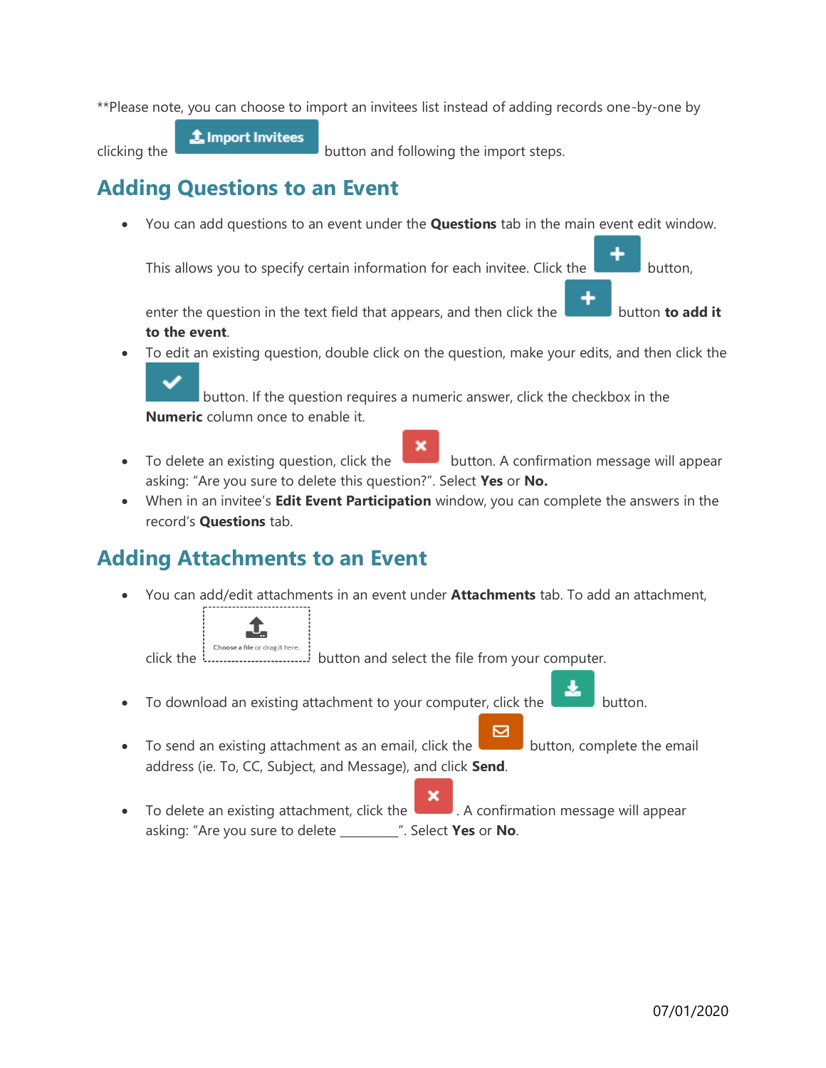**Please note, you can choose to import an invitees list instead of adding records one-by-one by clicking the Import Invitees button and following the import steps.

## Adding Questions to an Event

- You can add questions to an event under the **Questions** tab in the main event edit window. This allows you to specify certain information for each invitee. Click the button, enter the question in the text field that appears, and then click the button **to add it to the event**.
- To edit an existing question, double click on the question, make your edits, and then click the button. If the question requires a numeric answer, click the checkbox in the **Numeric** column once to enable it.
- To delete an existing question, click the button. A confirmation message will appear asking: "Are you sure to delete this question?". Select **Yes** or **No.**
- When in an invitee's **Edit Event Participation** window, you can complete the answers in the record's **Questions** tab.

## Adding Attachments to an Event

- You can add/edit attachments in an event under **Attachments** tab. To add an attachment, click the Choose a file or drag it here. button and select the file from your computer.
- To download an existing attachment to your computer, click the button.
- To send an existing attachment as an email, click the button, complete the email address (ie. To, CC, Subject, and Message), and click **Send**.
- To delete an existing attachment, click the . A confirmation message will appear asking: "Are you sure to delete _________". Select **Yes** or **No**.

07/01/2020